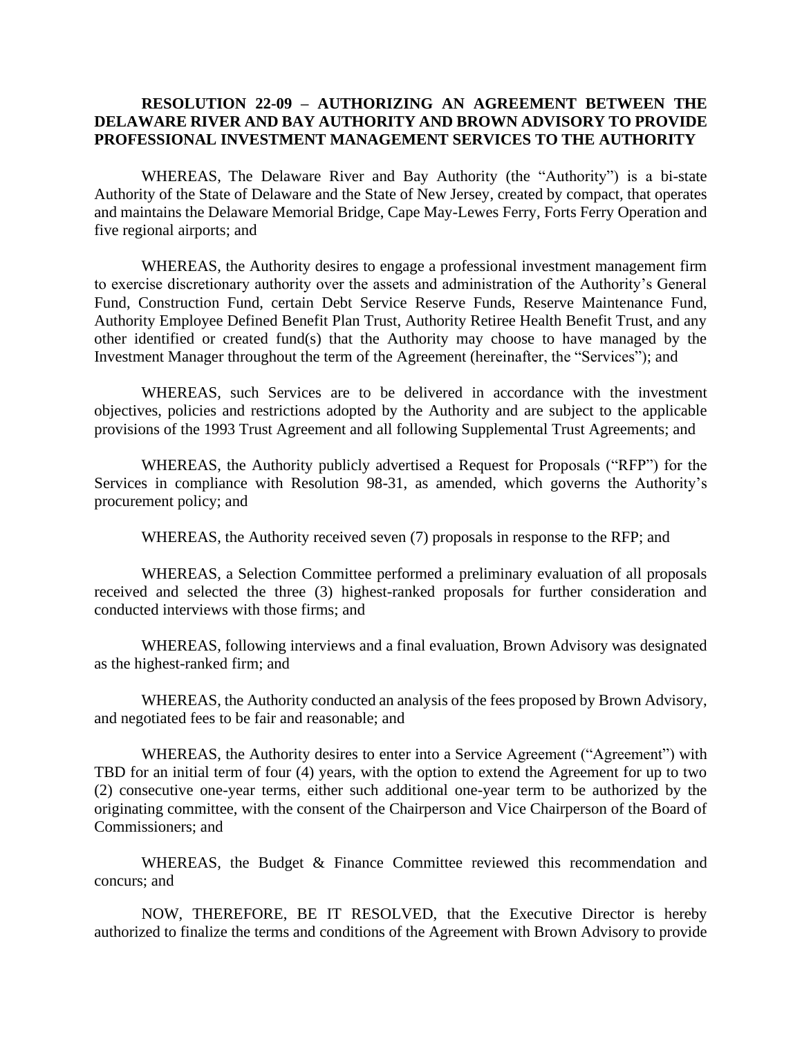**RESOLUTION 22-09 – AUTHORIZING AN AGREEMENT BETWEEN THE DELAWARE RIVER AND BAY AUTHORITY AND BROWN ADVISORY TO PROVIDE PROFESSIONAL INVESTMENT MANAGEMENT SERVICES TO THE AUTHORITY**

WHEREAS, The Delaware River and Bay Authority (the "Authority") is a bi-state Authority of the State of Delaware and the State of New Jersey, created by compact, that operates and maintains the Delaware Memorial Bridge, Cape May-Lewes Ferry, Forts Ferry Operation and five regional airports; and

WHEREAS, the Authority desires to engage a professional investment management firm to exercise discretionary authority over the assets and administration of the Authority's General Fund, Construction Fund, certain Debt Service Reserve Funds, Reserve Maintenance Fund, Authority Employee Defined Benefit Plan Trust, Authority Retiree Health Benefit Trust, and any other identified or created fund(s) that the Authority may choose to have managed by the Investment Manager throughout the term of the Agreement (hereinafter, the "Services"); and

WHEREAS, such Services are to be delivered in accordance with the investment objectives, policies and restrictions adopted by the Authority and are subject to the applicable provisions of the 1993 Trust Agreement and all following Supplemental Trust Agreements; and

WHEREAS, the Authority publicly advertised a Request for Proposals ("RFP") for the Services in compliance with Resolution 98-31, as amended, which governs the Authority's procurement policy; and

WHEREAS, the Authority received seven (7) proposals in response to the RFP; and

WHEREAS, a Selection Committee performed a preliminary evaluation of all proposals received and selected the three (3) highest-ranked proposals for further consideration and conducted interviews with those firms; and

WHEREAS, following interviews and a final evaluation, Brown Advisory was designated as the highest-ranked firm; and

WHEREAS, the Authority conducted an analysis of the fees proposed by Brown Advisory, and negotiated fees to be fair and reasonable; and

WHEREAS, the Authority desires to enter into a Service Agreement ("Agreement") with TBD for an initial term of four (4) years, with the option to extend the Agreement for up to two (2) consecutive one-year terms, either such additional one-year term to be authorized by the originating committee, with the consent of the Chairperson and Vice Chairperson of the Board of Commissioners; and

WHEREAS, the Budget & Finance Committee reviewed this recommendation and concurs; and

NOW, THEREFORE, BE IT RESOLVED, that the Executive Director is hereby authorized to finalize the terms and conditions of the Agreement with Brown Advisory to provide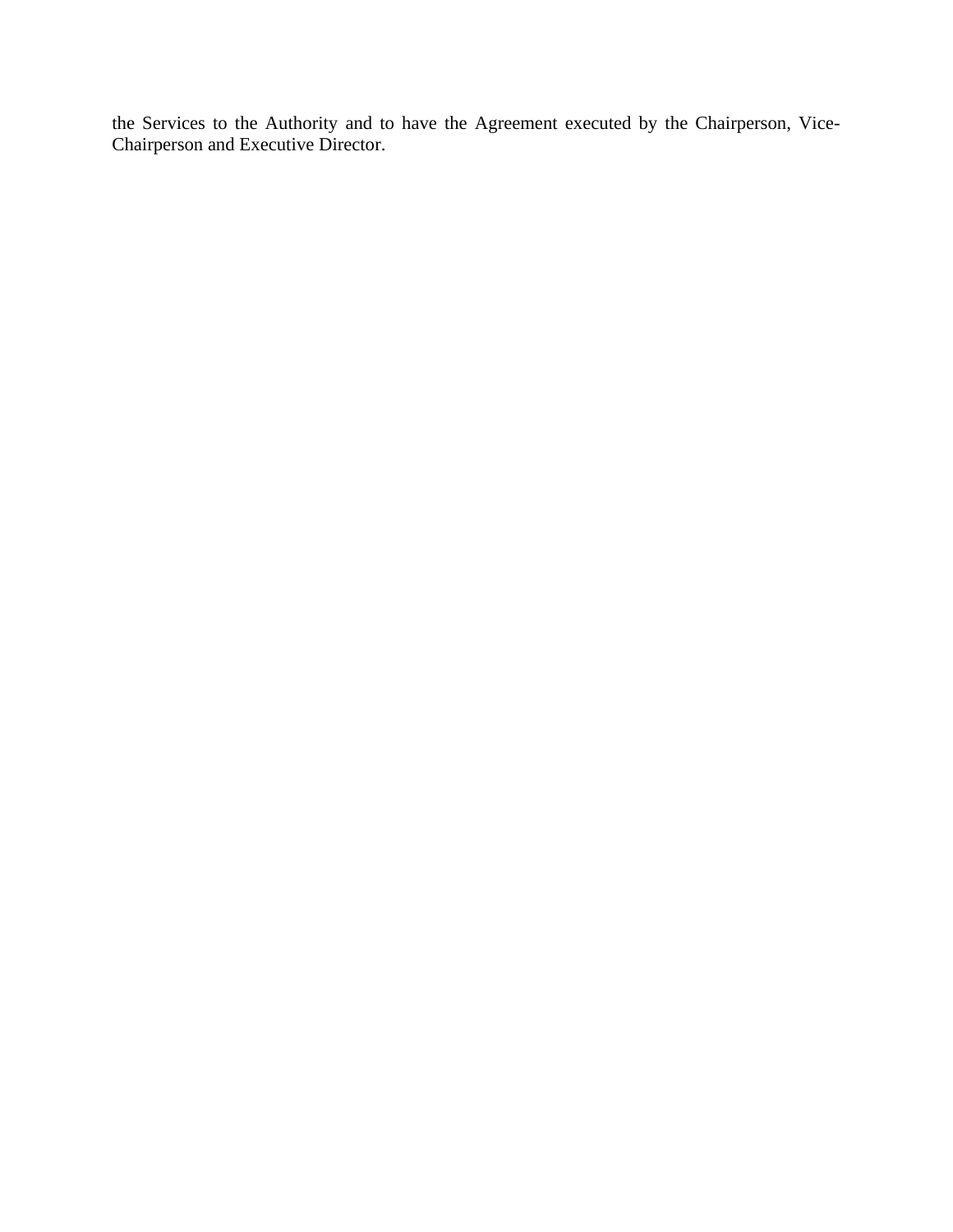the Services to the Authority and to have the Agreement executed by the Chairperson, Vice-Chairperson and Executive Director.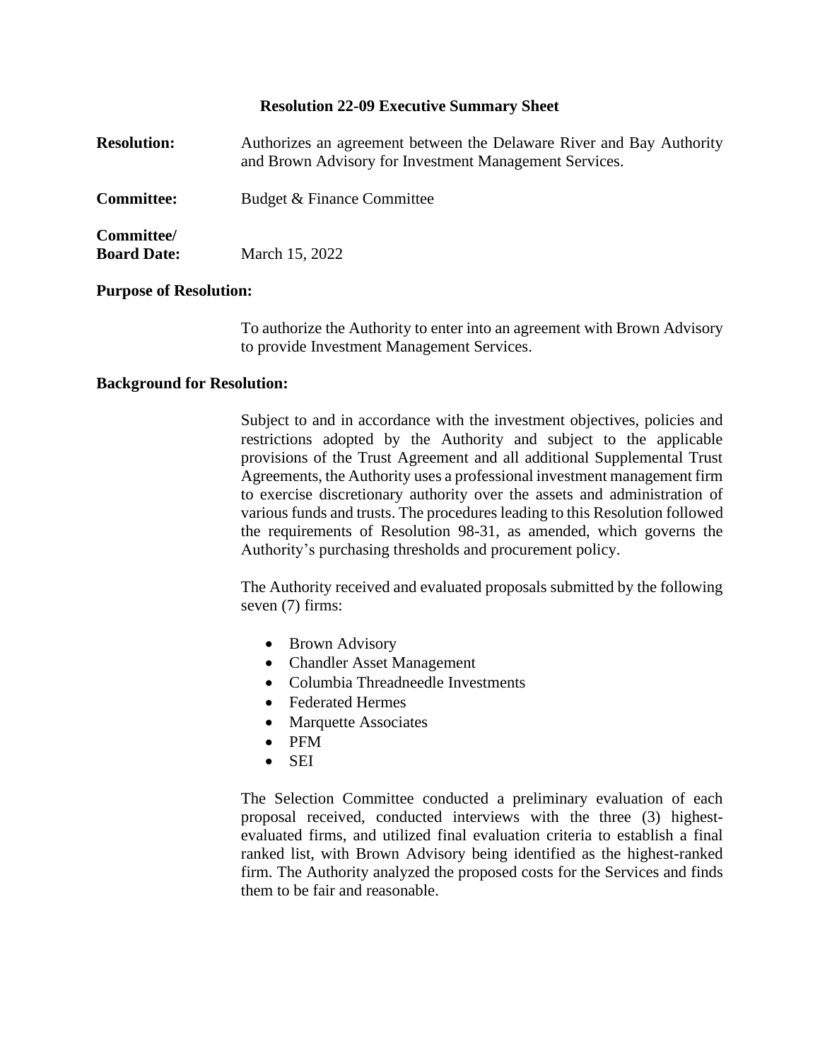**Resolution 22-09 Executive Summary Sheet**

**Resolution:** Authorizes an agreement between the Delaware River and Bay Authority and Brown Advisory for Investment Management Services.

**Committee:** Budget & Finance Committee

**Committee/ Board Date:** March 15, 2022

**Purpose of Resolution:**

To authorize the Authority to enter into an agreement with Brown Advisory to provide Investment Management Services.

**Background for Resolution:**

Subject to and in accordance with the investment objectives, policies and restrictions adopted by the Authority and subject to the applicable provisions of the Trust Agreement and all additional Supplemental Trust Agreements, the Authority uses a professional investment management firm to exercise discretionary authority over the assets and administration of various funds and trusts. The procedures leading to this Resolution followed the requirements of Resolution 98-31, as amended, which governs the Authority's purchasing thresholds and procurement policy.

The Authority received and evaluated proposals submitted by the following seven (7) firms:

- Brown Advisory
- Chandler Asset Management
- Columbia Threadneedle Investments
- Federated Hermes
- Marquette Associates
- PFM
- SEI

The Selection Committee conducted a preliminary evaluation of each proposal received, conducted interviews with the three (3) highest-evaluated firms, and utilized final evaluation criteria to establish a final ranked list, with Brown Advisory being identified as the highest-ranked firm. The Authority analyzed the proposed costs for the Services and finds them to be fair and reasonable.